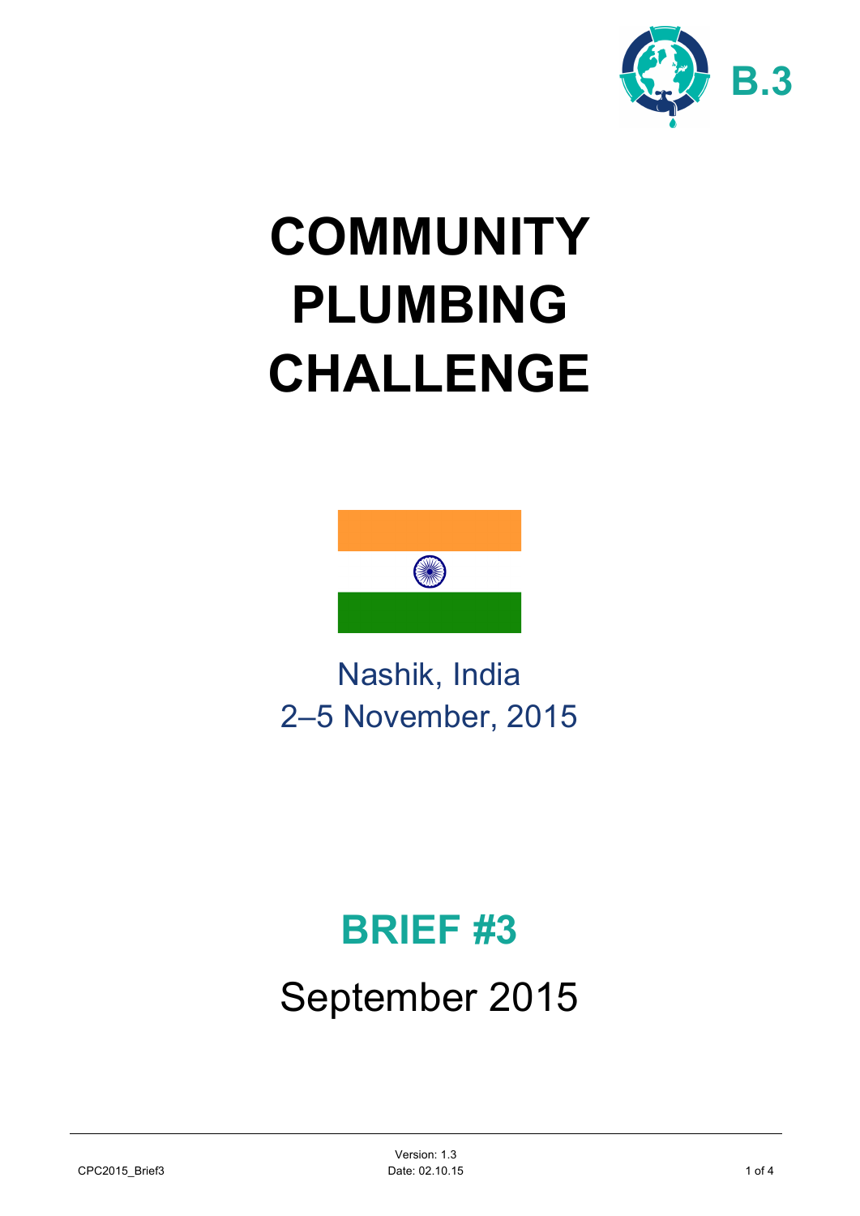B.3

# COMMUNITY PLUMBING CHALLENGE

Nashik, India
2–5 November, 2015

## BRIEF #3

September 2015

CPC2015_Brief3

Version: 1.3
Date: 02.10.15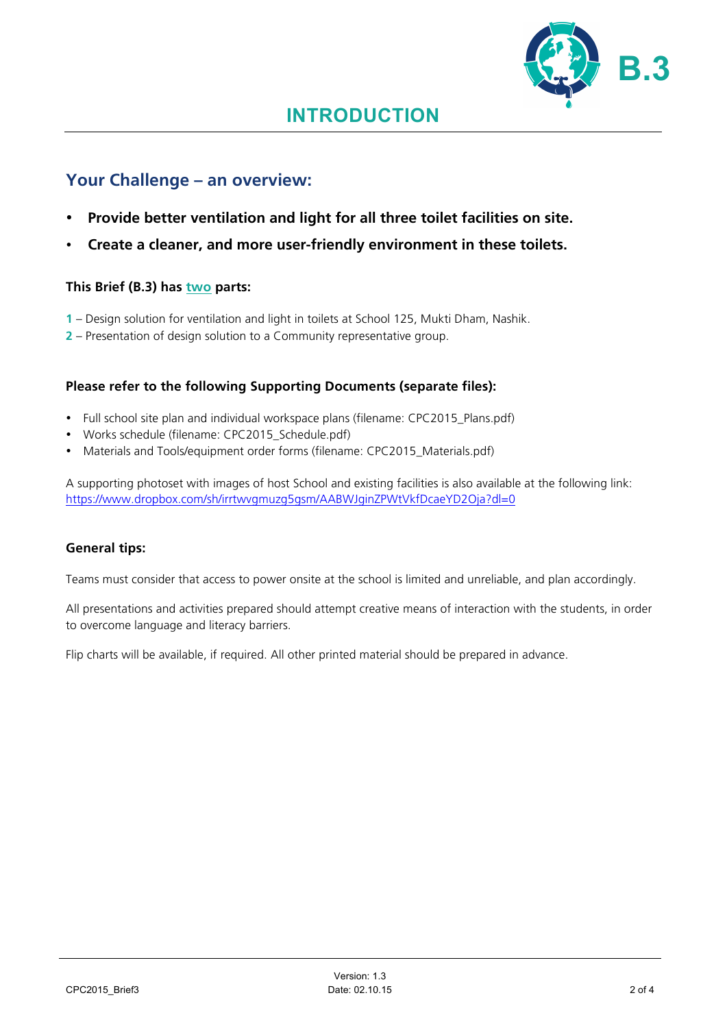# INTRODUCTION

## Your Challenge – an overview:

- **Provide better ventilation and light for all three toilet facilities on site.**
- **Create a cleaner, and more user-friendly environment in these toilets.**

**This Brief (B.3) has two parts:**

**1** – Design solution for ventilation and light in toilets at School 125, Mukti Dham, Nashik.
**2** – Presentation of design solution to a Community representative group.

**Please refer to the following Supporting Documents (separate files):**

- Full school site plan and individual workspace plans (filename: CPC2015_Plans.pdf)
- Works schedule (filename: CPC2015_Schedule.pdf)
- Materials and Tools/equipment order forms (filename: CPC2015_Materials.pdf)

A supporting photoset with images of host School and existing facilities is also available at the following link:
https://www.dropbox.com/sh/irrtwvgmuzg5gsm/AABWJginZPWtVkfDcaeYD2Oja?dl=0

**General tips:**

Teams must consider that access to power onsite at the school is limited and unreliable, and plan accordingly.

All presentations and activities prepared should attempt creative means of interaction with the students, in order to overcome language and literacy barriers.

Flip charts will be available, if required. All other printed material should be prepared in advance.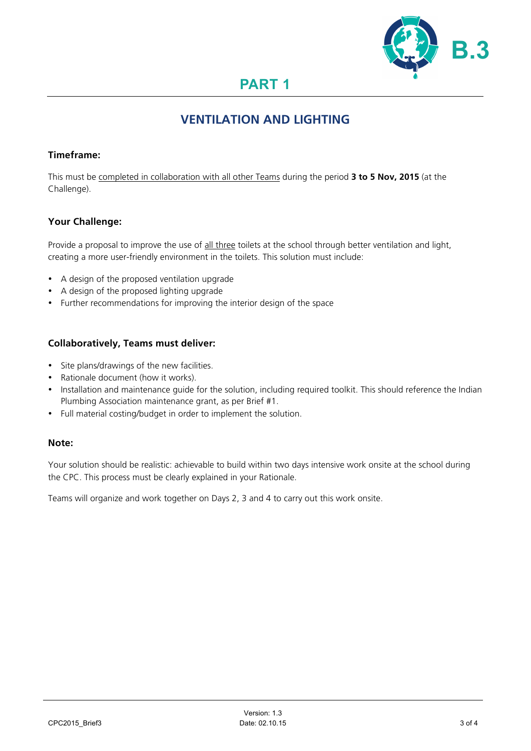B.3

# PART 1

## VENTILATION AND LIGHTING

### Timeframe:

This must be completed in collaboration with all other Teams during the period **3 to 5 Nov, 2015** (at the Challenge).

### Your Challenge:

Provide a proposal to improve the use of all three toilets at the school through better ventilation and light, creating a more user-friendly environment in the toilets. This solution must include:

- A design of the proposed ventilation upgrade
- A design of the proposed lighting upgrade
- Further recommendations for improving the interior design of the space

### Collaboratively, Teams must deliver:

- Site plans/drawings of the new facilities.
- Rationale document (how it works).
- Installation and maintenance guide for the solution, including required toolkit. This should reference the Indian Plumbing Association maintenance grant, as per Brief #1.
- Full material costing/budget in order to implement the solution.

### Note:

Your solution should be realistic: achievable to build within two days intensive work onsite at the school during the CPC. This process must be clearly explained in your Rationale.

Teams will organize and work together on Days 2, 3 and 4 to carry out this work onsite.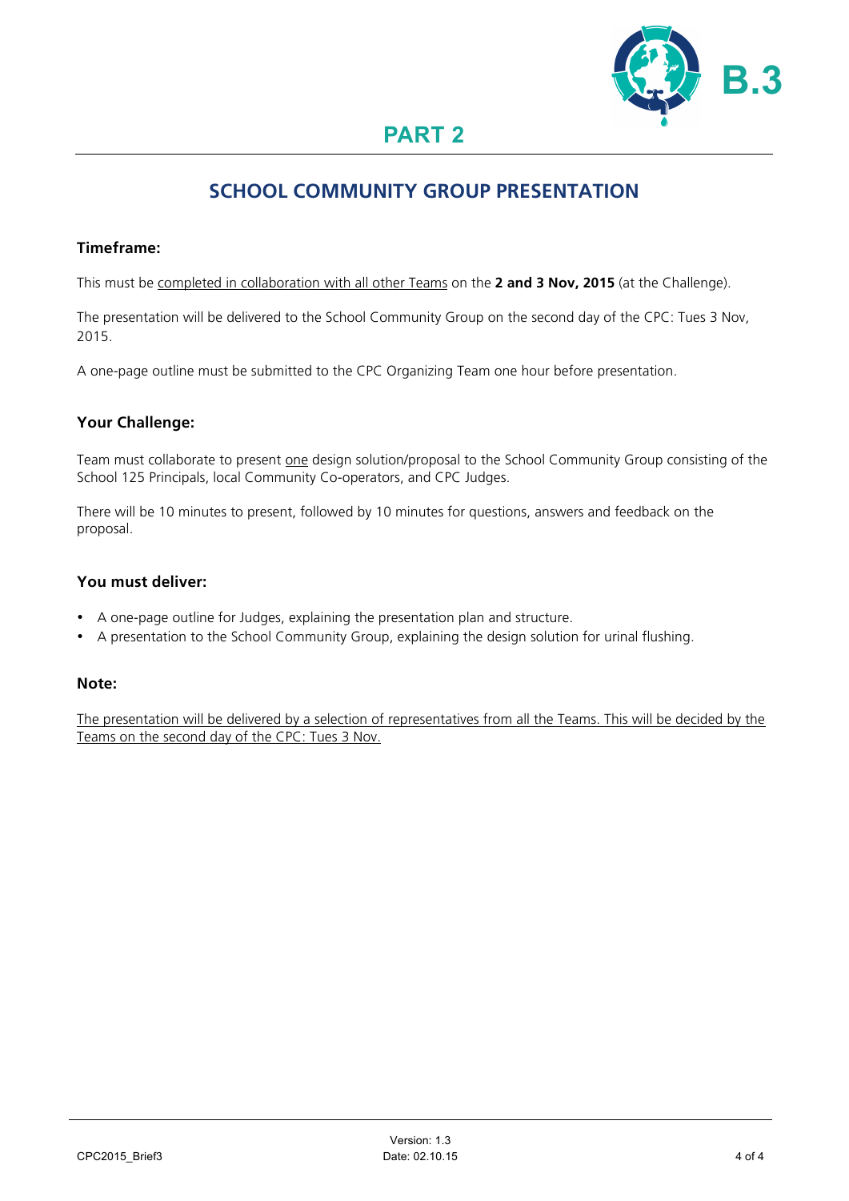# PART 2

## SCHOOL COMMUNITY GROUP PRESENTATION

### Timeframe:

This must be completed in collaboration with all other Teams on the **2 and 3 Nov, 2015** (at the Challenge).

The presentation will be delivered to the School Community Group on the second day of the CPC: Tues 3 Nov, 2015.

A one-page outline must be submitted to the CPC Organizing Team one hour before presentation.

### Your Challenge:

Team must collaborate to present one design solution/proposal to the School Community Group consisting of the School 125 Principals, local Community Co-operators, and CPC Judges.

There will be 10 minutes to present, followed by 10 minutes for questions, answers and feedback on the proposal.

### You must deliver:

- A one-page outline for Judges, explaining the presentation plan and structure.
- A presentation to the School Community Group, explaining the design solution for urinal flushing.

### Note:

The presentation will be delivered by a selection of representatives from all the Teams. This will be decided by the Teams on the second day of the CPC: Tues 3 Nov.